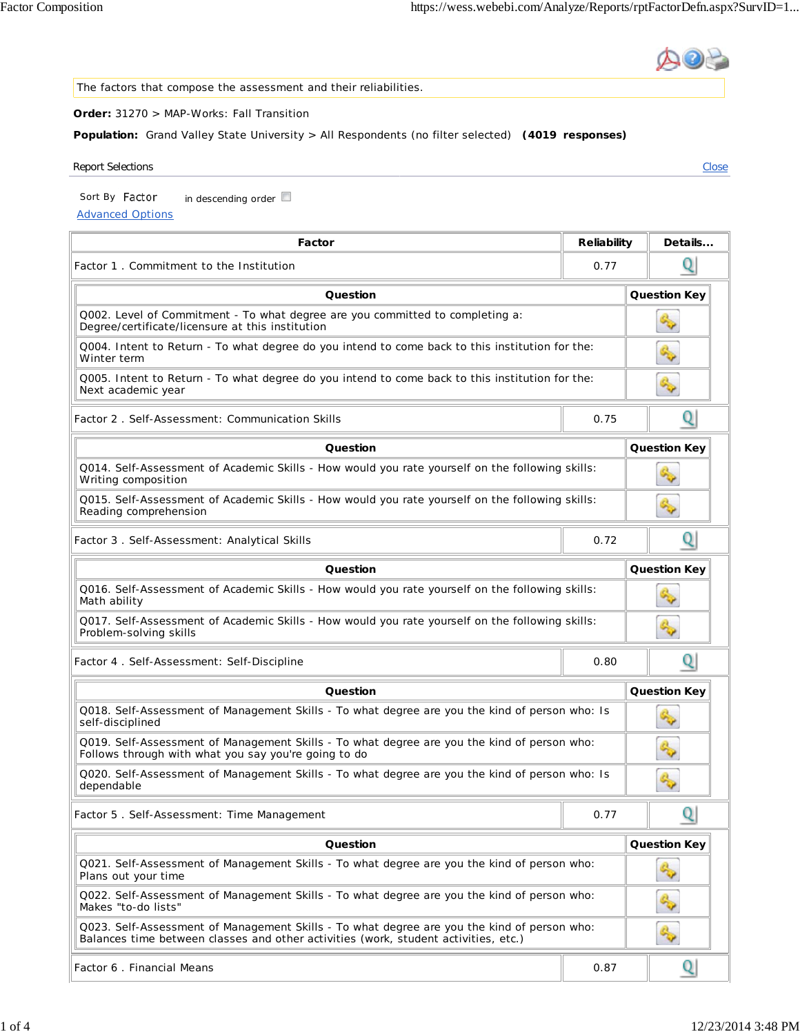The factors that compose the assessment and their reliabilities.

**Order:** 31270 > MAP-Works: Fall Transition

**Population:** Grand Valley State University > All Respondents (no filter selected) **(4019 responses)**

Report Selections

Close

Sort By Factor in descending order

Advanced Options

| Factor | Reliability | Details... |
|---|---|---|
| Factor 1 . Commitment to the Institution | 0.77 | |

| Question | Question Key |
|---|---|
| Q002. Level of Commitment - To what degree are you committed to completing a: Degree/certificate/licensure at this institution | |
| Q004. Intent to Return - To what degree do you intend to come back to this institution for the: Winter term | |
| Q005. Intent to Return - To what degree do you intend to come back to this institution for the: Next academic year | |

| Factor | Reliability | Details... |
|---|---|---|
| Factor 2 . Self-Assessment: Communication Skills | 0.75 | |

| Question | Question Key |
|---|---|
| Q014. Self-Assessment of Academic Skills - How would you rate yourself on the following skills: Writing composition | |
| Q015. Self-Assessment of Academic Skills - How would you rate yourself on the following skills: Reading comprehension | |

| Factor | Reliability | Details... |
|---|---|---|
| Factor 3 . Self-Assessment: Analytical Skills | 0.72 | |

| Question | Question Key |
|---|---|
| Q016. Self-Assessment of Academic Skills - How would you rate yourself on the following skills: Math ability | |
| Q017. Self-Assessment of Academic Skills - How would you rate yourself on the following skills: Problem-solving skills | |

| Factor | Reliability | Details... |
|---|---|---|
| Factor 4 . Self-Assessment: Self-Discipline | 0.80 | |

| Question | Question Key |
|---|---|
| Q018. Self-Assessment of Management Skills - To what degree are you the kind of person who: Is self-disciplined | |
| Q019. Self-Assessment of Management Skills - To what degree are you the kind of person who: Follows through with what you say you're going to do | |
| Q020. Self-Assessment of Management Skills - To what degree are you the kind of person who: Is dependable | |

| Factor | Reliability | Details... |
|---|---|---|
| Factor 5 . Self-Assessment: Time Management | 0.77 | |

| Question | Question Key |
|---|---|
| Q021. Self-Assessment of Management Skills - To what degree are you the kind of person who: Plans out your time | |
| Q022. Self-Assessment of Management Skills - To what degree are you the kind of person who: Makes "to-do lists" | |
| Q023. Self-Assessment of Management Skills - To what degree are you the kind of person who: Balances time between classes and other activities (work, student activities, etc.) | |

| Factor | Reliability | Details... |
|---|---|---|
| Factor 6 . Financial Means | 0.87 | |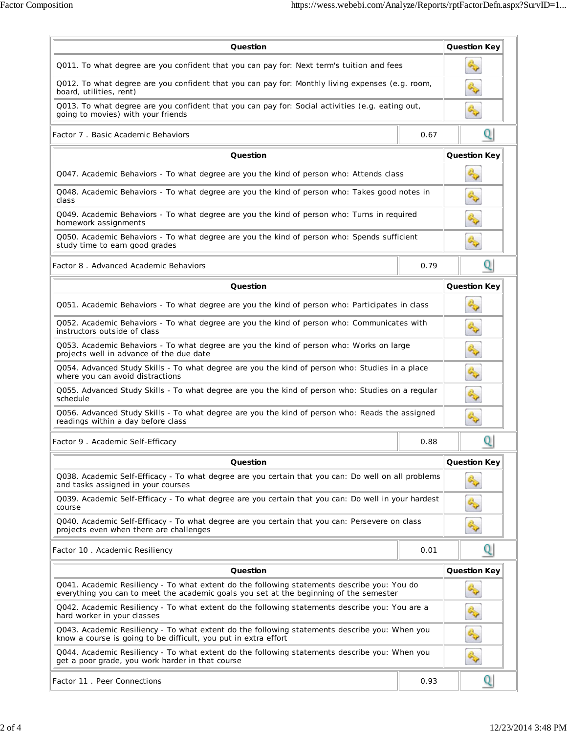| Question | Question Key |
| --- | --- |
| Q011. To what degree are you confident that you can pay for: Next term's tuition and fees | |
| Q012. To what degree are you confident that you can pay for: Monthly living expenses (e.g. room, board, utilities, rent) | |
| Q013. To what degree are you confident that you can pay for: Social activities (e.g. eating out, going to movies) with your friends | |

| Factor 7 . Basic Academic Behaviors | 0.67 | |
| --- | --- | --- |

| Question | Question Key |
| --- | --- |
| Q047. Academic Behaviors - To what degree are you the kind of person who: Attends class | |
| Q048. Academic Behaviors - To what degree are you the kind of person who: Takes good notes in class | |
| Q049. Academic Behaviors - To what degree are you the kind of person who: Turns in required homework assignments | |
| Q050. Academic Behaviors - To what degree are you the kind of person who: Spends sufficient study time to earn good grades | |

| Factor 8 . Advanced Academic Behaviors | 0.79 | |
| --- | --- | --- |

| Question | Question Key |
| --- | --- |
| Q051. Academic Behaviors - To what degree are you the kind of person who: Participates in class | |
| Q052. Academic Behaviors - To what degree are you the kind of person who: Communicates with instructors outside of class | |
| Q053. Academic Behaviors - To what degree are you the kind of person who: Works on large projects well in advance of the due date | |
| Q054. Advanced Study Skills - To what degree are you the kind of person who: Studies in a place where you can avoid distractions | |
| Q055. Advanced Study Skills - To what degree are you the kind of person who: Studies on a regular schedule | |
| Q056. Advanced Study Skills - To what degree are you the kind of person who: Reads the assigned readings within a day before class | |

| Factor 9 . Academic Self-Efficacy | 0.88 | |
| --- | --- | --- |

| Question | Question Key |
| --- | --- |
| Q038. Academic Self-Efficacy - To what degree are you certain that you can: Do well on all problems and tasks assigned in your courses | |
| Q039. Academic Self-Efficacy - To what degree are you certain that you can: Do well in your hardest course | |
| Q040. Academic Self-Efficacy - To what degree are you certain that you can: Persevere on class projects even when there are challenges | |

| Factor 10 . Academic Resiliency | 0.01 | |
| --- | --- | --- |

| Question | Question Key |
| --- | --- |
| Q041. Academic Resiliency - To what extent do the following statements describe you: You do everything you can to meet the academic goals you set at the beginning of the semester | |
| Q042. Academic Resiliency - To what extent do the following statements describe you: You are a hard worker in your classes | |
| Q043. Academic Resiliency - To what extent do the following statements describe you: When you know a course is going to be difficult, you put in extra effort | |
| Q044. Academic Resiliency - To what extent do the following statements describe you: When you get a poor grade, you work harder in that course | |

| Factor 11 . Peer Connections | 0.93 | |
| --- | --- | --- |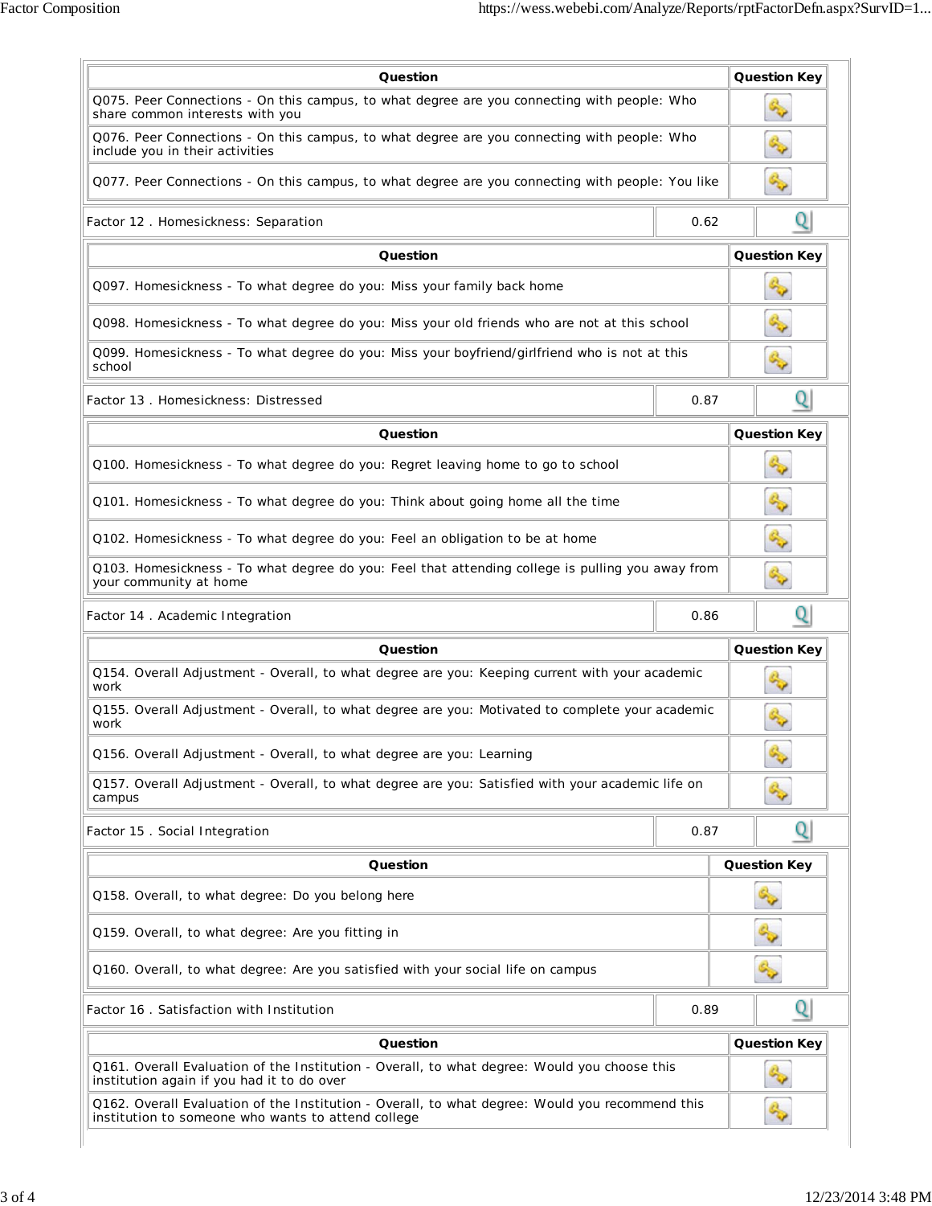| Question | Question Key |
| --- | --- |
| Q075. Peer Connections - On this campus, to what degree are you connecting with people: Who share common interests with you | |
| Q076. Peer Connections - On this campus, to what degree are you connecting with people: Who include you in their activities | |
| Q077. Peer Connections - On this campus, to what degree are you connecting with people: You like | |

| Factor 12 . Homesickness: Separation | 0.62 |
| --- | --- |

| Question | Question Key |
| --- | --- |
| Q097. Homesickness - To what degree do you: Miss your family back home | |
| Q098. Homesickness - To what degree do you: Miss your old friends who are not at this school | |
| Q099. Homesickness - To what degree do you: Miss your boyfriend/girlfriend who is not at this school | |

| Factor 13 . Homesickness: Distressed | 0.87 |
| --- | --- |

| Question | Question Key |
| --- | --- |
| Q100. Homesickness - To what degree do you: Regret leaving home to go to school | |
| Q101. Homesickness - To what degree do you: Think about going home all the time | |
| Q102. Homesickness - To what degree do you: Feel an obligation to be at home | |
| Q103. Homesickness - To what degree do you: Feel that attending college is pulling you away from your community at home | |

| Factor 14 . Academic Integration | 0.86 |
| --- | --- |

| Question | Question Key |
| --- | --- |
| Q154. Overall Adjustment - Overall, to what degree are you: Keeping current with your academic work | |
| Q155. Overall Adjustment - Overall, to what degree are you: Motivated to complete your academic work | |
| Q156. Overall Adjustment - Overall, to what degree are you: Learning | |
| Q157. Overall Adjustment - Overall, to what degree are you: Satisfied with your academic life on campus | |

| Factor 15 . Social Integration | 0.87 |
| --- | --- |

| Question | Question Key |
| --- | --- |
| Q158. Overall, to what degree: Do you belong here | |
| Q159. Overall, to what degree: Are you fitting in | |
| Q160. Overall, to what degree: Are you satisfied with your social life on campus | |

| Factor 16 . Satisfaction with Institution | 0.89 |
| --- | --- |

| Question | Question Key |
| --- | --- |
| Q161. Overall Evaluation of the Institution - Overall, to what degree: Would you choose this institution again if you had it to do over | |
| Q162. Overall Evaluation of the Institution - Overall, to what degree: Would you recommend this institution to someone who wants to attend college | |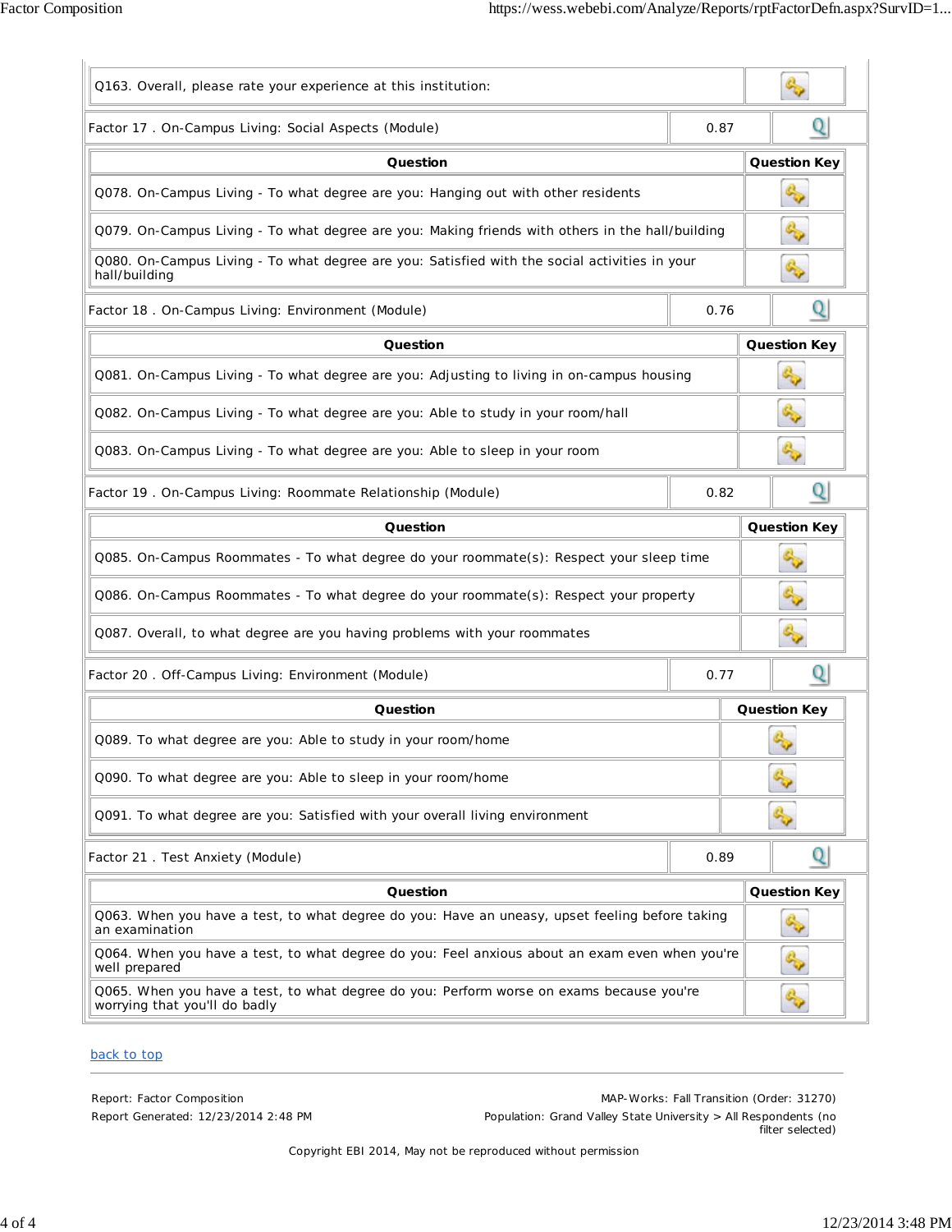| Question | Question Key |
|---|---|
| Q163. Overall, please rate your experience at this institution: | |

| Factor 17 . On-Campus Living: Social Aspects (Module) | 0.87 | |
|---|---|---|

| Question | Question Key |
|---|---|
| Q078. On-Campus Living - To what degree are you: Hanging out with other residents | |
| Q079. On-Campus Living - To what degree are you: Making friends with others in the hall/building | |
| Q080. On-Campus Living - To what degree are you: Satisfied with the social activities in your hall/building | |

| Factor 18 . On-Campus Living: Environment (Module) | 0.76 | |
|---|---|---|

| Question | Question Key |
|---|---|
| Q081. On-Campus Living - To what degree are you: Adjusting to living in on-campus housing | |
| Q082. On-Campus Living - To what degree are you: Able to study in your room/hall | |
| Q083. On-Campus Living - To what degree are you: Able to sleep in your room | |

| Factor 19 . On-Campus Living: Roommate Relationship (Module) | 0.82 | |
|---|---|---|

| Question | Question Key |
|---|---|
| Q085. On-Campus Roommates - To what degree do your roommate(s): Respect your sleep time | |
| Q086. On-Campus Roommates - To what degree do your roommate(s): Respect your property | |
| Q087. Overall, to what degree are you having problems with your roommates | |

| Factor 20 . Off-Campus Living: Environment (Module) | 0.77 | |
|---|---|---|

| Question | Question Key |
|---|---|
| Q089. To what degree are you: Able to study in your room/home | |
| Q090. To what degree are you: Able to sleep in your room/home | |
| Q091. To what degree are you: Satisfied with your overall living environment | |

| Factor 21 . Test Anxiety (Module) | 0.89 | |
|---|---|---|

| Question | Question Key |
|---|---|
| Q063. When you have a test, to what degree do you: Have an uneasy, upset feeling before taking an examination | |
| Q064. When you have a test, to what degree do you: Feel anxious about an exam even when you're well prepared | |
| Q065. When you have a test, to what degree do you: Perform worse on exams because you're worrying that you'll do badly | |

back to top

Report: Factor Composition
Report Generated: 12/23/2014 2:48 PM

MAP-Works: Fall Transition (Order: 31270)
Population: Grand Valley State University > All Respondents (no filter selected)

Copyright EBI 2014, May not be reproduced without permission